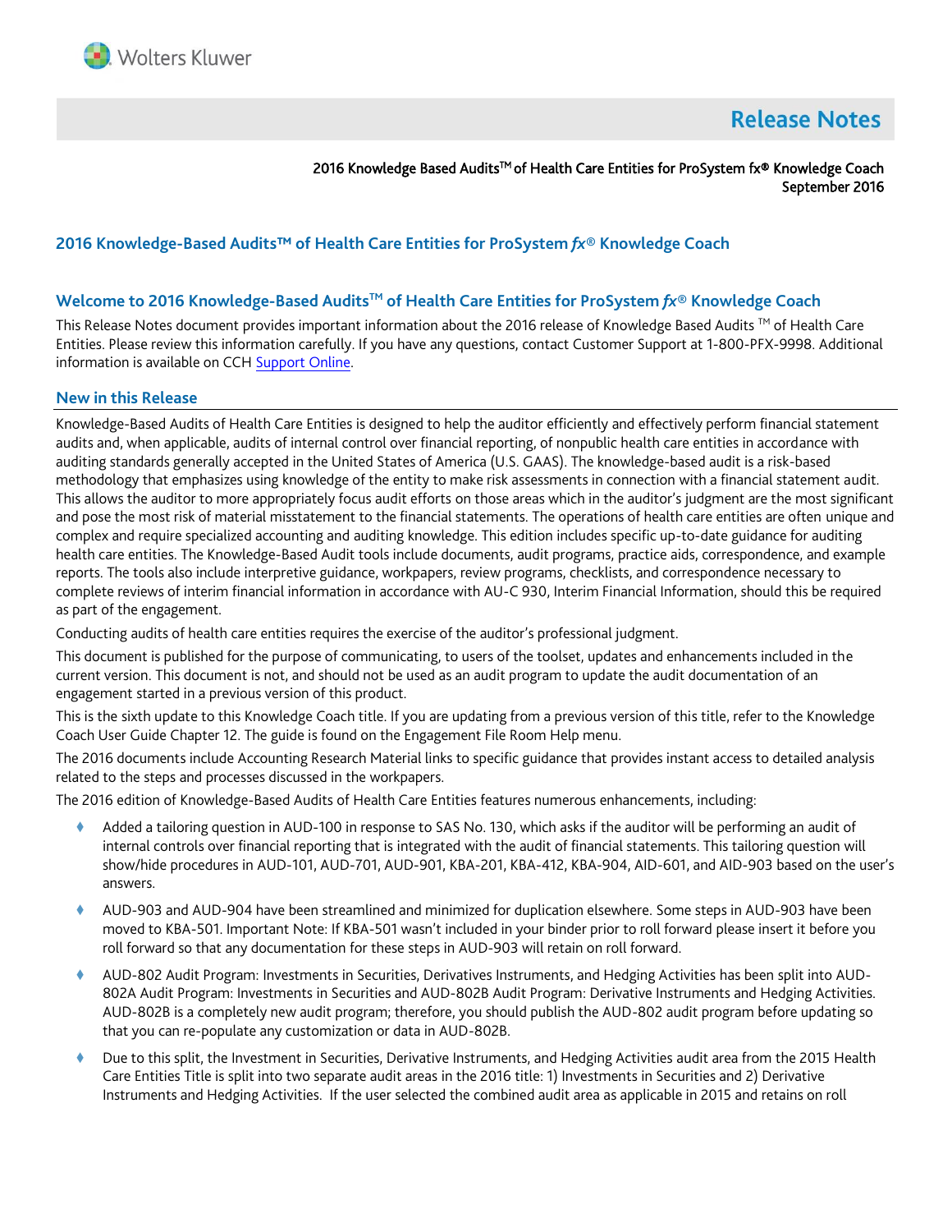# Release Notes

2016 Knowledge Based Audits™ of Health Care Entities for ProSystem fx® Knowledge Coach
September 2016

## 2016 Knowledge-Based Audits™ of Health Care Entities for ProSystem *fx*® Knowledge Coach

## Welcome to 2016 Knowledge-Based Audits™ of Health Care Entities for ProSystem *fx*® Knowledge Coach

This Release Notes document provides important information about the 2016 release of Knowledge Based Audits ™ of Health Care Entities. Please review this information carefully. If you have any questions, contact Customer Support at 1-800-PFX-9998. Additional information is available on CCH Support Online.

## New in this Release

Knowledge-Based Audits of Health Care Entities is designed to help the auditor efficiently and effectively perform financial statement audits and, when applicable, audits of internal control over financial reporting, of nonpublic health care entities in accordance with auditing standards generally accepted in the United States of America (U.S. GAAS). The knowledge-based audit is a risk-based methodology that emphasizes using knowledge of the entity to make risk assessments in connection with a financial statement audit. This allows the auditor to more appropriately focus audit efforts on those areas which in the auditor's judgment are the most significant and pose the most risk of material misstatement to the financial statements. The operations of health care entities are often unique and complex and require specialized accounting and auditing knowledge. This edition includes specific up-to-date guidance for auditing health care entities. The Knowledge-Based Audit tools include documents, audit programs, practice aids, correspondence, and example reports. The tools also include interpretive guidance, workpapers, review programs, checklists, and correspondence necessary to complete reviews of interim financial information in accordance with AU-C 930, Interim Financial Information, should this be required as part of the engagement.

Conducting audits of health care entities requires the exercise of the auditor's professional judgment.

This document is published for the purpose of communicating, to users of the toolset, updates and enhancements included in the current version. This document is not, and should not be used as an audit program to update the audit documentation of an engagement started in a previous version of this product.

This is the sixth update to this Knowledge Coach title. If you are updating from a previous version of this title, refer to the Knowledge Coach User Guide Chapter 12. The guide is found on the Engagement File Room Help menu.

The 2016 documents include Accounting Research Material links to specific guidance that provides instant access to detailed analysis related to the steps and processes discussed in the workpapers.

The 2016 edition of Knowledge-Based Audits of Health Care Entities features numerous enhancements, including:

- Added a tailoring question in AUD-100 in response to SAS No. 130, which asks if the auditor will be performing an audit of internal controls over financial reporting that is integrated with the audit of financial statements. This tailoring question will show/hide procedures in AUD-101, AUD-701, AUD-901, KBA-201, KBA-412, KBA-904, AID-601, and AID-903 based on the user's answers.
- AUD-903 and AUD-904 have been streamlined and minimized for duplication elsewhere. Some steps in AUD-903 have been moved to KBA-501. Important Note: If KBA-501 wasn't included in your binder prior to roll forward please insert it before you roll forward so that any documentation for these steps in AUD-903 will retain on roll forward.
- AUD-802 Audit Program: Investments in Securities, Derivatives Instruments, and Hedging Activities has been split into AUD-802A Audit Program: Investments in Securities and AUD-802B Audit Program: Derivative Instruments and Hedging Activities. AUD-802B is a completely new audit program; therefore, you should publish the AUD-802 audit program before updating so that you can re-populate any customization or data in AUD-802B.
- Due to this split, the Investment in Securities, Derivative Instruments, and Hedging Activities audit area from the 2015 Health Care Entities Title is split into two separate audit areas in the 2016 title: 1) Investments in Securities and 2) Derivative Instruments and Hedging Activities. If the user selected the combined audit area as applicable in 2015 and retains on roll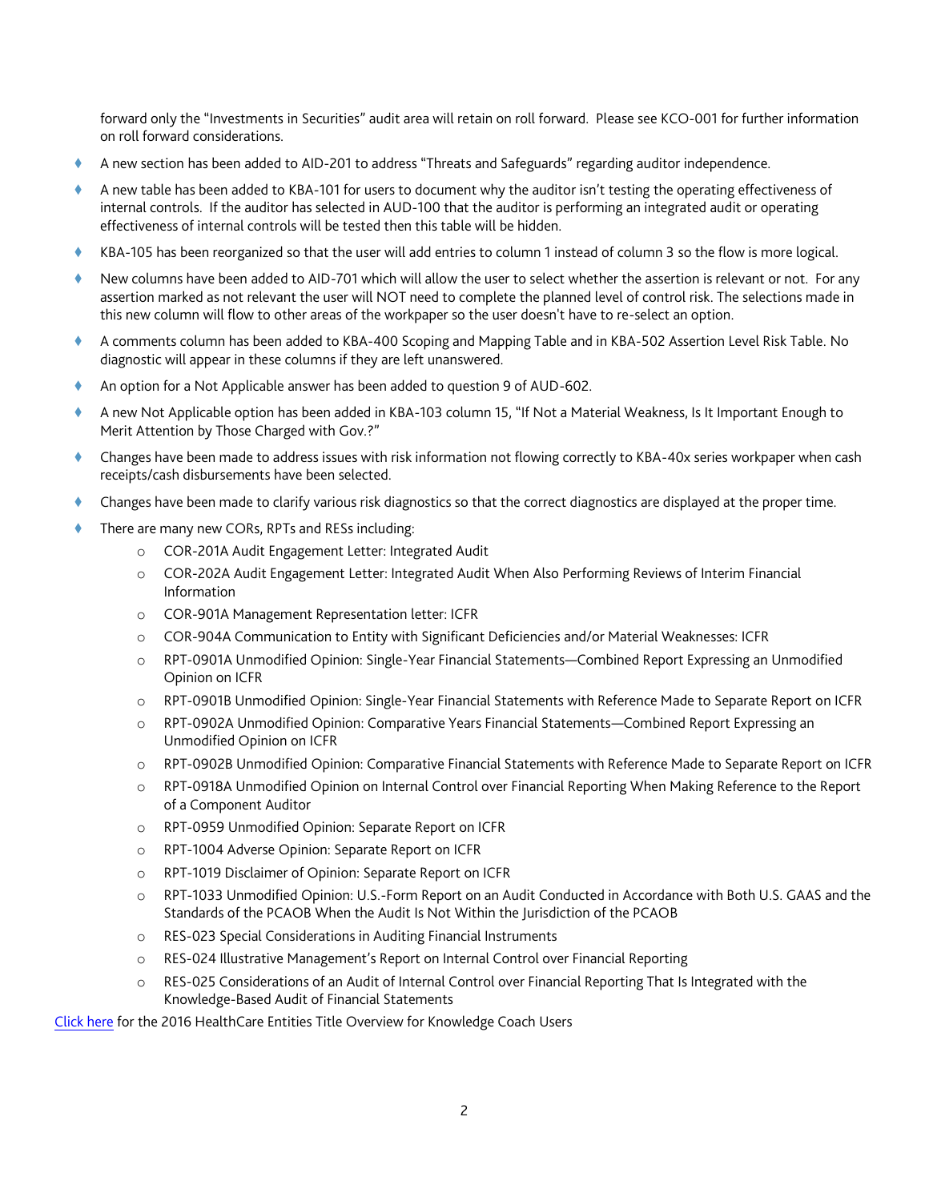forward only the "Investments in Securities" audit area will retain on roll forward. Please see KCO-001 for further information on roll forward considerations.

- A new section has been added to AID-201 to address "Threats and Safeguards" regarding auditor independence.
- A new table has been added to KBA-101 for users to document why the auditor isn't testing the operating effectiveness of internal controls. If the auditor has selected in AUD-100 that the auditor is performing an integrated audit or operating effectiveness of internal controls will be tested then this table will be hidden.
- KBA-105 has been reorganized so that the user will add entries to column 1 instead of column 3 so the flow is more logical.
- New columns have been added to AID-701 which will allow the user to select whether the assertion is relevant or not. For any assertion marked as not relevant the user will NOT need to complete the planned level of control risk. The selections made in this new column will flow to other areas of the workpaper so the user doesn't have to re-select an option.
- A comments column has been added to KBA-400 Scoping and Mapping Table and in KBA-502 Assertion Level Risk Table. No diagnostic will appear in these columns if they are left unanswered.
- An option for a Not Applicable answer has been added to question 9 of AUD-602.
- A new Not Applicable option has been added in KBA-103 column 15, "If Not a Material Weakness, Is It Important Enough to Merit Attention by Those Charged with Gov.?"
- Changes have been made to address issues with risk information not flowing correctly to KBA-40x series workpaper when cash receipts/cash disbursements have been selected.
- Changes have been made to clarify various risk diagnostics so that the correct diagnostics are displayed at the proper time.
- There are many new CORs, RPTs and RESs including:
  - COR-201A Audit Engagement Letter: Integrated Audit
  - COR-202A Audit Engagement Letter: Integrated Audit When Also Performing Reviews of Interim Financial Information
  - COR-901A Management Representation letter: ICFR
  - COR-904A Communication to Entity with Significant Deficiencies and/or Material Weaknesses: ICFR
  - RPT-0901A Unmodified Opinion: Single-Year Financial Statements—Combined Report Expressing an Unmodified Opinion on ICFR
  - RPT-0901B Unmodified Opinion: Single-Year Financial Statements with Reference Made to Separate Report on ICFR
  - RPT-0902A Unmodified Opinion: Comparative Years Financial Statements—Combined Report Expressing an Unmodified Opinion on ICFR
  - RPT-0902B Unmodified Opinion: Comparative Financial Statements with Reference Made to Separate Report on ICFR
  - RPT-0918A Unmodified Opinion on Internal Control over Financial Reporting When Making Reference to the Report of a Component Auditor
  - RPT-0959 Unmodified Opinion: Separate Report on ICFR
  - RPT-1004 Adverse Opinion: Separate Report on ICFR
  - RPT-1019 Disclaimer of Opinion: Separate Report on ICFR
  - RPT-1033 Unmodified Opinion: U.S.-Form Report on an Audit Conducted in Accordance with Both U.S. GAAS and the Standards of the PCAOB When the Audit Is Not Within the Jurisdiction of the PCAOB
  - RES-023 Special Considerations in Auditing Financial Instruments
  - RES-024 Illustrative Management's Report on Internal Control over Financial Reporting
  - RES-025 Considerations of an Audit of Internal Control over Financial Reporting That Is Integrated with the Knowledge-Based Audit of Financial Statements

Click here for the 2016 HealthCare Entities Title Overview for Knowledge Coach Users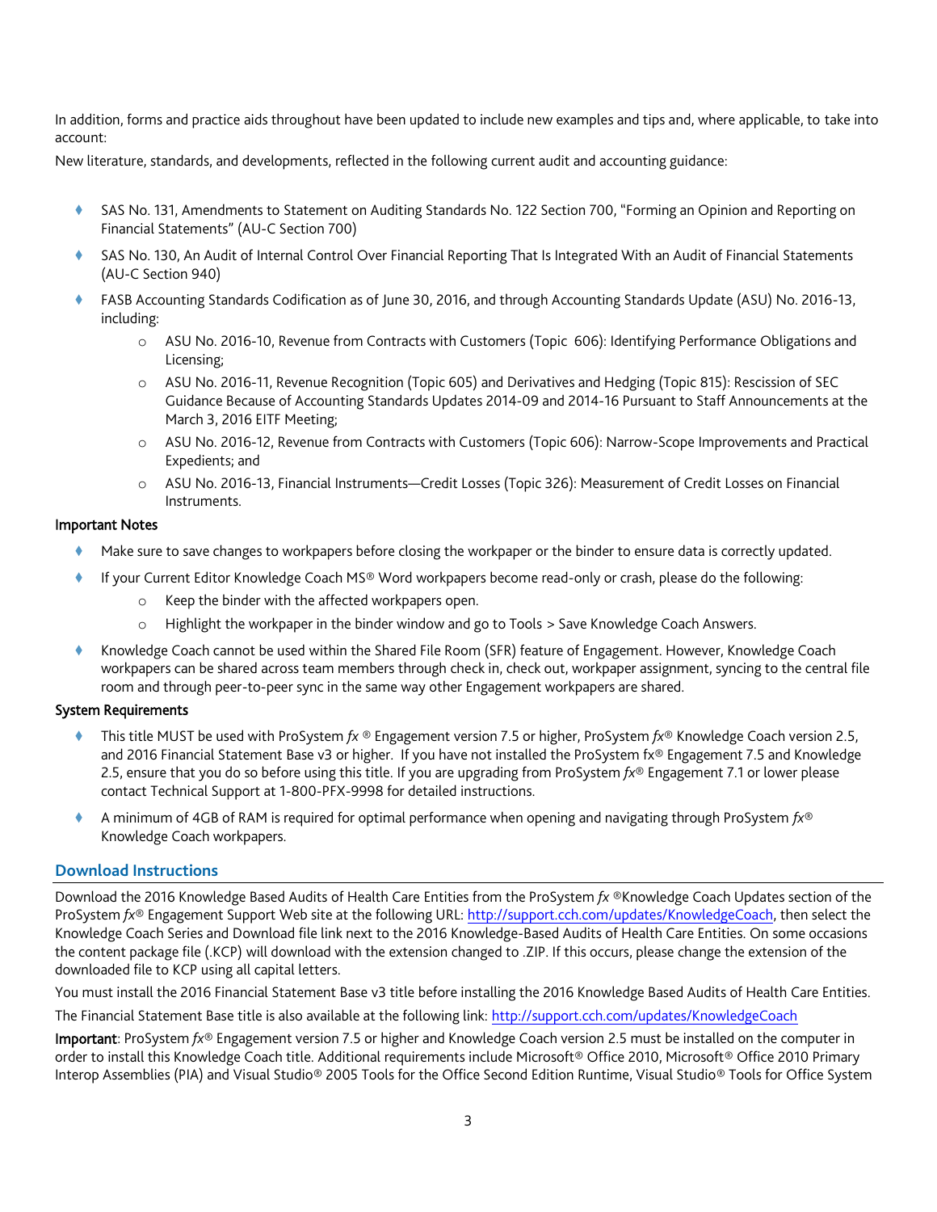In addition, forms and practice aids throughout have been updated to include new examples and tips and, where applicable, to take into account:

New literature, standards, and developments, reflected in the following current audit and accounting guidance:

- SAS No. 131, Amendments to Statement on Auditing Standards No. 122 Section 700, "Forming an Opinion and Reporting on Financial Statements" (AU-C Section 700)
- SAS No. 130, An Audit of Internal Control Over Financial Reporting That Is Integrated With an Audit of Financial Statements (AU-C Section 940)
- FASB Accounting Standards Codification as of June 30, 2016, and through Accounting Standards Update (ASU) No. 2016-13, including:
  - ASU No. 2016-10, Revenue from Contracts with Customers (Topic 606): Identifying Performance Obligations and Licensing;
  - ASU No. 2016-11, Revenue Recognition (Topic 605) and Derivatives and Hedging (Topic 815): Rescission of SEC Guidance Because of Accounting Standards Updates 2014-09 and 2014-16 Pursuant to Staff Announcements at the March 3, 2016 EITF Meeting;
  - ASU No. 2016-12, Revenue from Contracts with Customers (Topic 606): Narrow-Scope Improvements and Practical Expedients; and
  - ASU No. 2016-13, Financial Instruments—Credit Losses (Topic 326): Measurement of Credit Losses on Financial Instruments.

**Important Notes**

- Make sure to save changes to workpapers before closing the workpaper or the binder to ensure data is correctly updated.
- If your Current Editor Knowledge Coach MS® Word workpapers become read-only or crash, please do the following:
  - Keep the binder with the affected workpapers open.
  - Highlight the workpaper in the binder window and go to Tools > Save Knowledge Coach Answers.
- Knowledge Coach cannot be used within the Shared File Room (SFR) feature of Engagement. However, Knowledge Coach workpapers can be shared across team members through check in, check out, workpaper assignment, syncing to the central file room and through peer-to-peer sync in the same way other Engagement workpapers are shared.

**System Requirements**

- This title MUST be used with ProSystem *fx* ® Engagement version 7.5 or higher, ProSystem *fx*® Knowledge Coach version 2.5, and 2016 Financial Statement Base v3 or higher. If you have not installed the ProSystem fx® Engagement 7.5 and Knowledge 2.5, ensure that you do so before using this title. If you are upgrading from ProSystem *fx*® Engagement 7.1 or lower please contact Technical Support at 1-800-PFX-9998 for detailed instructions.
- A minimum of 4GB of RAM is required for optimal performance when opening and navigating through ProSystem *fx*® Knowledge Coach workpapers.

## Download Instructions

Download the 2016 Knowledge Based Audits of Health Care Entities from the ProSystem *fx* ®Knowledge Coach Updates section of the ProSystem *fx*® Engagement Support Web site at the following URL: http://support.cch.com/updates/KnowledgeCoach, then select the Knowledge Coach Series and Download file link next to the 2016 Knowledge-Based Audits of Health Care Entities. On some occasions the content package file (.KCP) will download with the extension changed to .ZIP. If this occurs, please change the extension of the downloaded file to KCP using all capital letters.

You must install the 2016 Financial Statement Base v3 title before installing the 2016 Knowledge Based Audits of Health Care Entities.

The Financial Statement Base title is also available at the following link: http://support.cch.com/updates/KnowledgeCoach

**Important**: ProSystem *fx*® Engagement version 7.5 or higher and Knowledge Coach version 2.5 must be installed on the computer in order to install this Knowledge Coach title. Additional requirements include Microsoft® Office 2010, Microsoft® Office 2010 Primary Interop Assemblies (PIA) and Visual Studio® 2005 Tools for the Office Second Edition Runtime, Visual Studio® Tools for Office System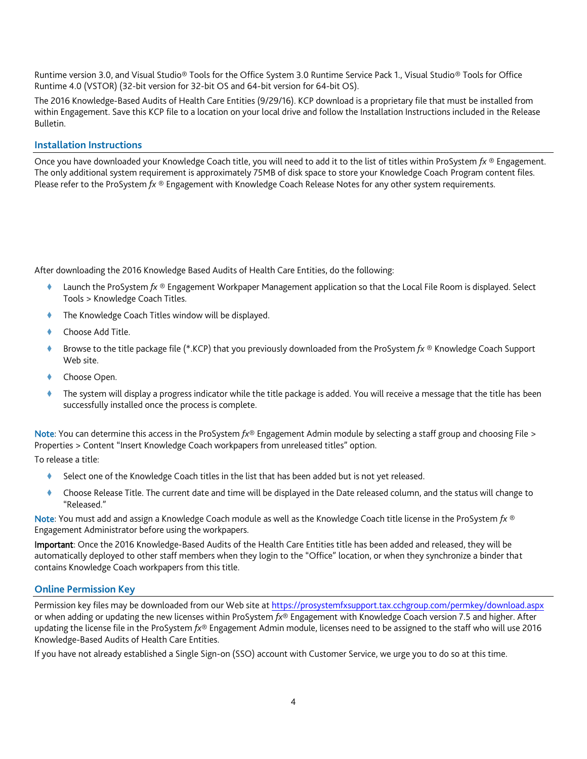Runtime version 3.0, and Visual Studio® Tools for the Office System 3.0 Runtime Service Pack 1., Visual Studio® Tools for Office Runtime 4.0 (VSTOR) (32-bit version for 32-bit OS and 64-bit version for 64-bit OS).

The 2016 Knowledge-Based Audits of Health Care Entities (9/29/16). KCP download is a proprietary file that must be installed from within Engagement. Save this KCP file to a location on your local drive and follow the Installation Instructions included in the Release Bulletin.

## Installation Instructions

Once you have downloaded your Knowledge Coach title, you will need to add it to the list of titles within ProSystem *fx* ® Engagement. The only additional system requirement is approximately 75MB of disk space to store your Knowledge Coach Program content files. Please refer to the ProSystem *fx* ® Engagement with Knowledge Coach Release Notes for any other system requirements.

After downloading the 2016 Knowledge Based Audits of Health Care Entities, do the following:

- Launch the ProSystem *fx* ® Engagement Workpaper Management application so that the Local File Room is displayed. Select Tools > Knowledge Coach Titles.
- The Knowledge Coach Titles window will be displayed.
- Choose Add Title.
- Browse to the title package file (*.KCP) that you previously downloaded from the ProSystem *fx* ® Knowledge Coach Support Web site.
- Choose Open.
- The system will display a progress indicator while the title package is added. You will receive a message that the title has been successfully installed once the process is complete.

Note: You can determine this access in the ProSystem *fx*® Engagement Admin module by selecting a staff group and choosing File > Properties > Content "Insert Knowledge Coach workpapers from unreleased titles" option.

To release a title:

- Select one of the Knowledge Coach titles in the list that has been added but is not yet released.
- Choose Release Title. The current date and time will be displayed in the Date released column, and the status will change to "Released."

Note: You must add and assign a Knowledge Coach module as well as the Knowledge Coach title license in the ProSystem *fx* ® Engagement Administrator before using the workpapers.

**Important**: Once the 2016 Knowledge-Based Audits of the Health Care Entities title has been added and released, they will be automatically deployed to other staff members when they login to the "Office" location, or when they synchronize a binder that contains Knowledge Coach workpapers from this title.

## Online Permission Key

Permission key files may be downloaded from our Web site at https://prosystemfxsupport.tax.cchgroup.com/permkey/download.aspx or when adding or updating the new licenses within ProSystem *fx*® Engagement with Knowledge Coach version 7.5 and higher. After updating the license file in the ProSystem *fx*® Engagement Admin module, licenses need to be assigned to the staff who will use 2016 Knowledge-Based Audits of Health Care Entities.

If you have not already established a Single Sign-on (SSO) account with Customer Service, we urge you to do so at this time.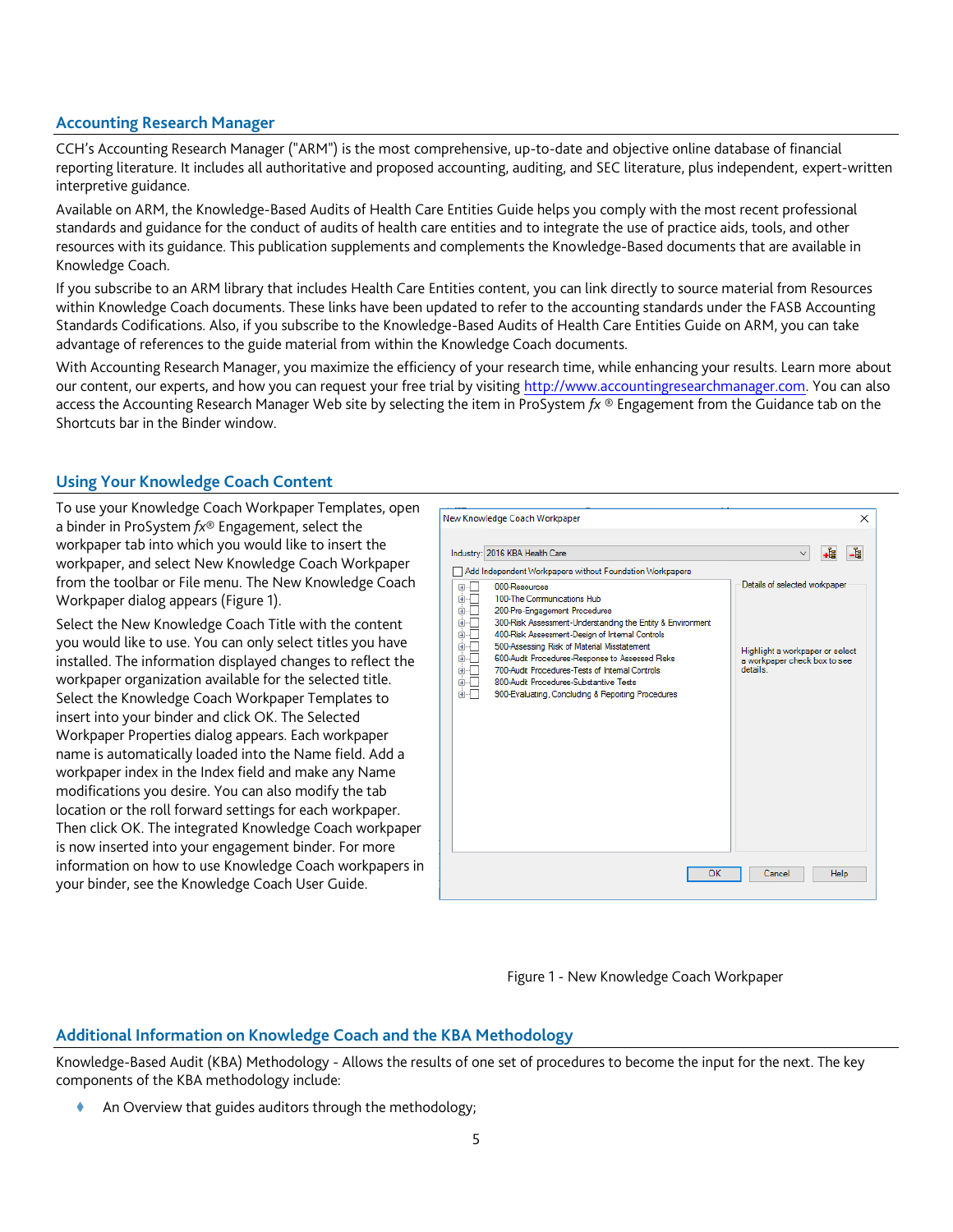## Accounting Research Manager

CCH's Accounting Research Manager ("ARM") is the most comprehensive, up-to-date and objective online database of financial reporting literature. It includes all authoritative and proposed accounting, auditing, and SEC literature, plus independent, expert-written interpretive guidance.

Available on ARM, the Knowledge-Based Audits of Health Care Entities Guide helps you comply with the most recent professional standards and guidance for the conduct of audits of health care entities and to integrate the use of practice aids, tools, and other resources with its guidance. This publication supplements and complements the Knowledge-Based documents that are available in Knowledge Coach.

If you subscribe to an ARM library that includes Health Care Entities content, you can link directly to source material from Resources within Knowledge Coach documents. These links have been updated to refer to the accounting standards under the FASB Accounting Standards Codifications. Also, if you subscribe to the Knowledge-Based Audits of Health Care Entities Guide on ARM, you can take advantage of references to the guide material from within the Knowledge Coach documents.

With Accounting Research Manager, you maximize the efficiency of your research time, while enhancing your results. Learn more about our content, our experts, and how you can request your free trial by visiting http://www.accountingresearchmanager.com. You can also access the Accounting Research Manager Web site by selecting the item in ProSystem *fx* ® Engagement from the Guidance tab on the Shortcuts bar in the Binder window.

## Using Your Knowledge Coach Content

To use your Knowledge Coach Workpaper Templates, open a binder in ProSystem *fx*® Engagement, select the workpaper tab into which you would like to insert the workpaper, and select New Knowledge Coach Workpaper from the toolbar or File menu. The New Knowledge Coach Workpaper dialog appears (Figure 1).

Select the New Knowledge Coach Title with the content you would like to use. You can only select titles you have installed. The information displayed changes to reflect the workpaper organization available for the selected title. Select the Knowledge Coach Workpaper Templates to insert into your binder and click OK. The Selected Workpaper Properties dialog appears. Each workpaper name is automatically loaded into the Name field. Add a workpaper index in the Index field and make any Name modifications you desire. You can also modify the tab location or the roll forward settings for each workpaper. Then click OK. The integrated Knowledge Coach workpaper is now inserted into your engagement binder. For more information on how to use Knowledge Coach workpapers in your binder, see the Knowledge Coach User Guide.

Figure 1 - New Knowledge Coach Workpaper

## Additional Information on Knowledge Coach and the KBA Methodology

Knowledge-Based Audit (KBA) Methodology - Allows the results of one set of procedures to become the input for the next. The key components of the KBA methodology include:

- An Overview that guides auditors through the methodology;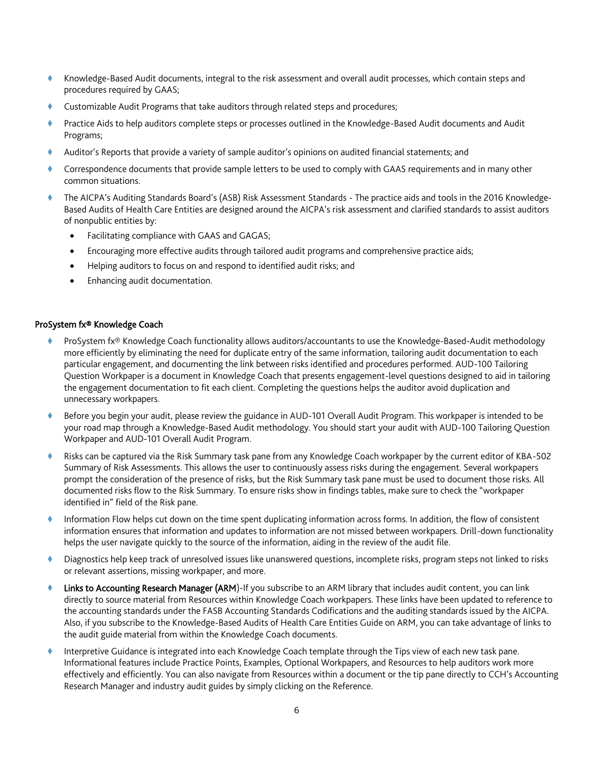- Knowledge-Based Audit documents, integral to the risk assessment and overall audit processes, which contain steps and procedures required by GAAS;
- Customizable Audit Programs that take auditors through related steps and procedures;
- Practice Aids to help auditors complete steps or processes outlined in the Knowledge-Based Audit documents and Audit Programs;
- Auditor's Reports that provide a variety of sample auditor's opinions on audited financial statements; and
- Correspondence documents that provide sample letters to be used to comply with GAAS requirements and in many other common situations.
- The AICPA's Auditing Standards Board's (ASB) Risk Assessment Standards - The practice aids and tools in the 2016 Knowledge-Based Audits of Health Care Entities are designed around the AICPA's risk assessment and clarified standards to assist auditors of nonpublic entities by:
  - Facilitating compliance with GAAS and GAGAS;
  - Encouraging more effective audits through tailored audit programs and comprehensive practice aids;
  - Helping auditors to focus on and respond to identified audit risks; and
  - Enhancing audit documentation.

#### ProSystem fx® Knowledge Coach

- ProSystem fx® Knowledge Coach functionality allows auditors/accountants to use the Knowledge-Based-Audit methodology more efficiently by eliminating the need for duplicate entry of the same information, tailoring audit documentation to each particular engagement, and documenting the link between risks identified and procedures performed. AUD-100 Tailoring Question Workpaper is a document in Knowledge Coach that presents engagement-level questions designed to aid in tailoring the engagement documentation to fit each client. Completing the questions helps the auditor avoid duplication and unnecessary workpapers.
- Before you begin your audit, please review the guidance in AUD-101 Overall Audit Program. This workpaper is intended to be your road map through a Knowledge-Based Audit methodology. You should start your audit with AUD-100 Tailoring Question Workpaper and AUD-101 Overall Audit Program.
- Risks can be captured via the Risk Summary task pane from any Knowledge Coach workpaper by the current editor of KBA-502 Summary of Risk Assessments. This allows the user to continuously assess risks during the engagement. Several workpapers prompt the consideration of the presence of risks, but the Risk Summary task pane must be used to document those risks. All documented risks flow to the Risk Summary. To ensure risks show in findings tables, make sure to check the "workpaper identified in" field of the Risk pane.
- Information Flow helps cut down on the time spent duplicating information across forms. In addition, the flow of consistent information ensures that information and updates to information are not missed between workpapers. Drill-down functionality helps the user navigate quickly to the source of the information, aiding in the review of the audit file.
- Diagnostics help keep track of unresolved issues like unanswered questions, incomplete risks, program steps not linked to risks or relevant assertions, missing workpaper, and more.
- **Links to Accounting Research Manager (ARM)**-If you subscribe to an ARM library that includes audit content, you can link directly to source material from Resources within Knowledge Coach workpapers. These links have been updated to reference to the accounting standards under the FASB Accounting Standards Codifications and the auditing standards issued by the AICPA. Also, if you subscribe to the Knowledge-Based Audits of Health Care Entities Guide on ARM, you can take advantage of links to the audit guide material from within the Knowledge Coach documents.
- Interpretive Guidance is integrated into each Knowledge Coach template through the Tips view of each new task pane. Informational features include Practice Points, Examples, Optional Workpapers, and Resources to help auditors work more effectively and efficiently. You can also navigate from Resources within a document or the tip pane directly to CCH's Accounting Research Manager and industry audit guides by simply clicking on the Reference.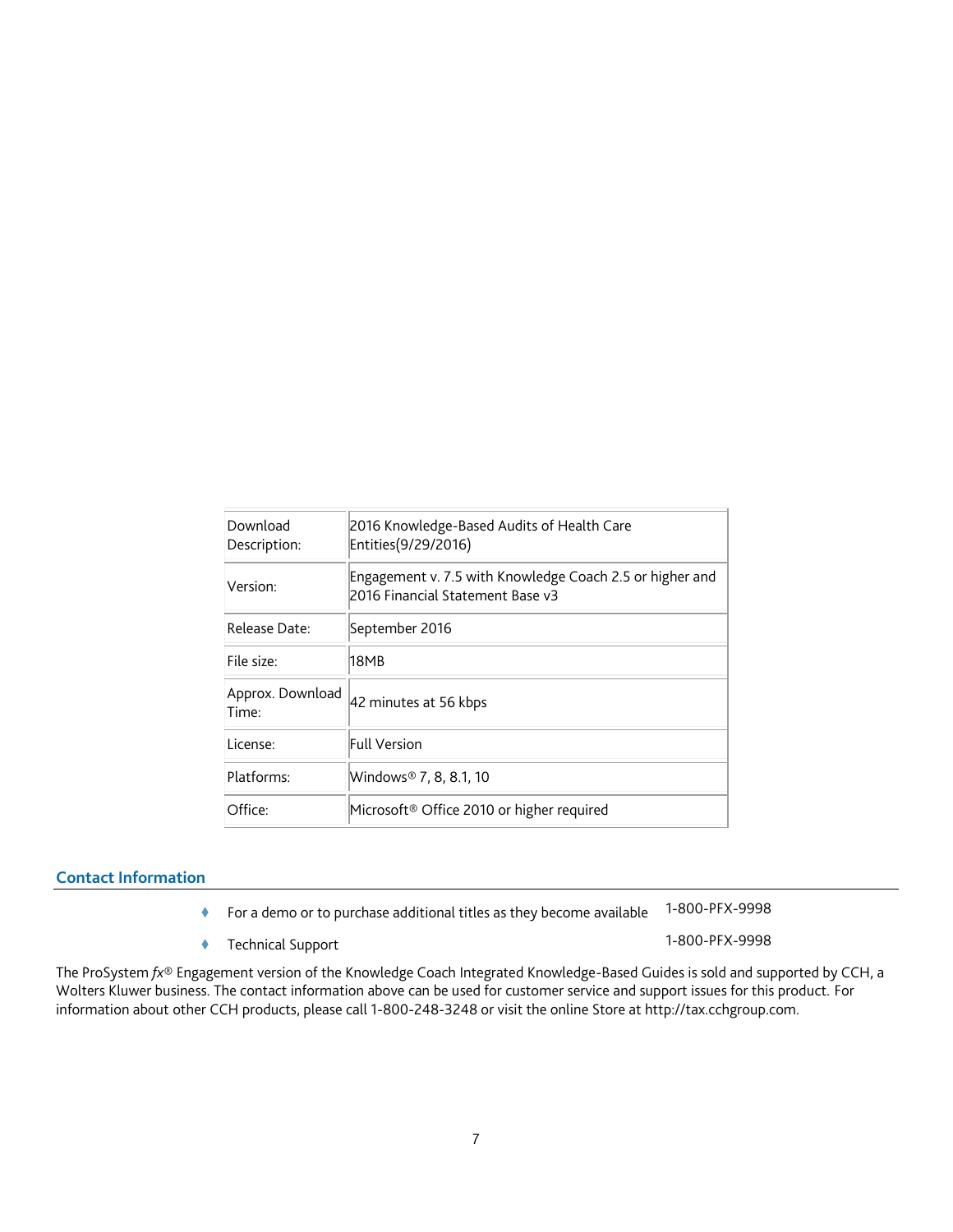| | |
|---|---|
| Download Description: | 2016 Knowledge-Based Audits of Health Care Entities(9/29/2016) |
| Version: | Engagement v. 7.5 with Knowledge Coach 2.5 or higher and 2016 Financial Statement Base v3 |
| Release Date: | September 2016 |
| File size: | 18MB |
| Approx. Download Time: | 42 minutes at 56 kbps |
| License: | Full Version |
| Platforms: | Windows® 7, 8, 8.1, 10 |
| Office: | Microsoft® Office 2010 or higher required |

## Contact Information

- For a demo or to purchase additional titles as they become available 1-800-PFX-9998
- Technical Support 1-800-PFX-9998

The ProSystem *fx*® Engagement version of the Knowledge Coach Integrated Knowledge-Based Guides is sold and supported by CCH, a Wolters Kluwer business. The contact information above can be used for customer service and support issues for this product. For information about other CCH products, please call 1-800-248-3248 or visit the online Store at http://tax.cchgroup.com.